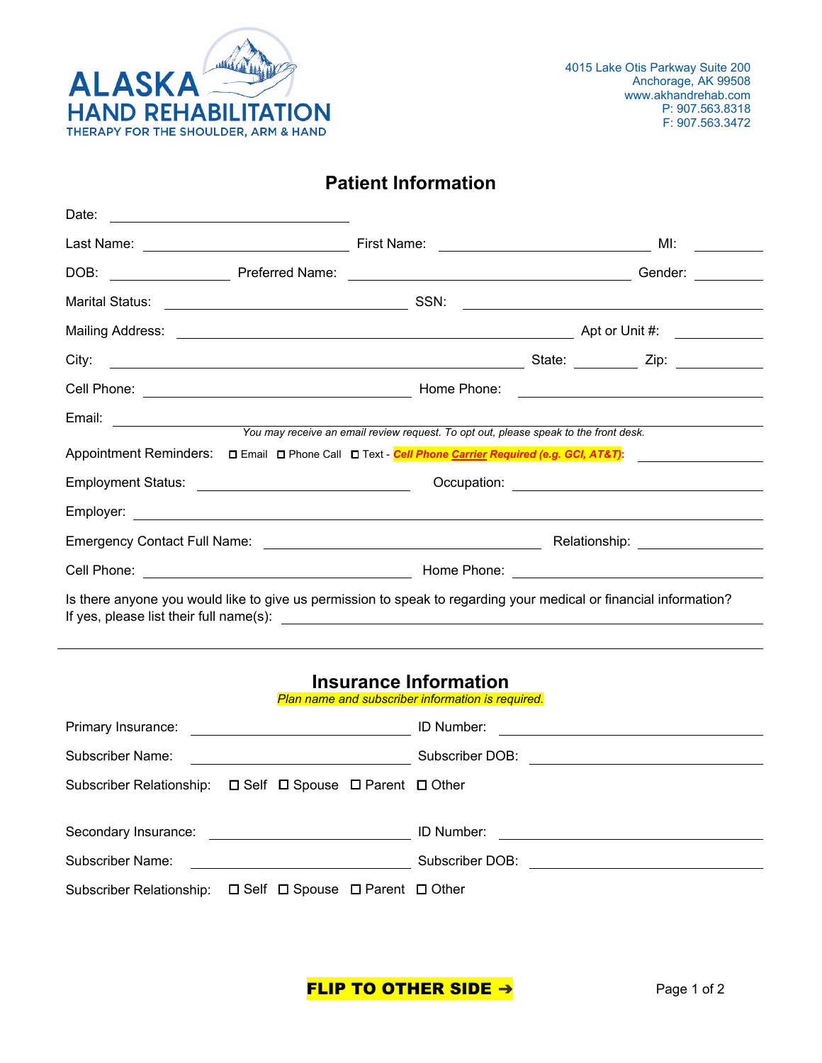**ALASKA HAND REHABILITATION**
THERAPY FOR THE SHOULDER, ARM & HAND

4015 Lake Otis Parkway Suite 200
Anchorage, AK 99508
www.akhandrehab.com
P: 907.563.8318
F: 907.563.3472

## Patient Information

Date: ______________________

Last Name: ______________________ First Name: ______________________ MI: ________

DOB: ____________ Preferred Name: ______________________ Gender: ________

Marital Status: ______________________ SSN: ______________________

Mailing Address: ______________________ Apt or Unit #: ________

City: ______________________ State: ________ Zip: ________

Cell Phone: ______________________ Home Phone: ______________________

Email: ______________________

*You may receive an email review request. To opt out, please speak to the front desk.*

Appointment Reminders: ☐ Email ☐ Phone Call ☐ Text - ***Cell Phone Carrier Required (e.g. GCI, AT&T)***: ____________

Employment Status: ______________________ Occupation: ______________________

Employer: ______________________

Emergency Contact Full Name: ______________________ Relationship: ____________

Cell Phone: ______________________ Home Phone: ______________________

Is there anyone you would like to give us permission to speak to regarding your medical or financial information?
If yes, please list their full name(s): ______________________

---

## Insurance Information

*Plan name and subscriber information is required.*

Primary Insurance: ______________________ ID Number: ______________________

Subscriber Name: ______________________ Subscriber DOB: ______________________

Subscriber Relationship: ☐ Self ☐ Spouse ☐ Parent ☐ Other

Secondary Insurance: ______________________ ID Number: ______________________

Subscriber Name: ______________________ Subscriber DOB: ______________________

Subscriber Relationship: ☐ Self ☐ Spouse ☐ Parent ☐ Other

**FLIP TO OTHER SIDE ➔**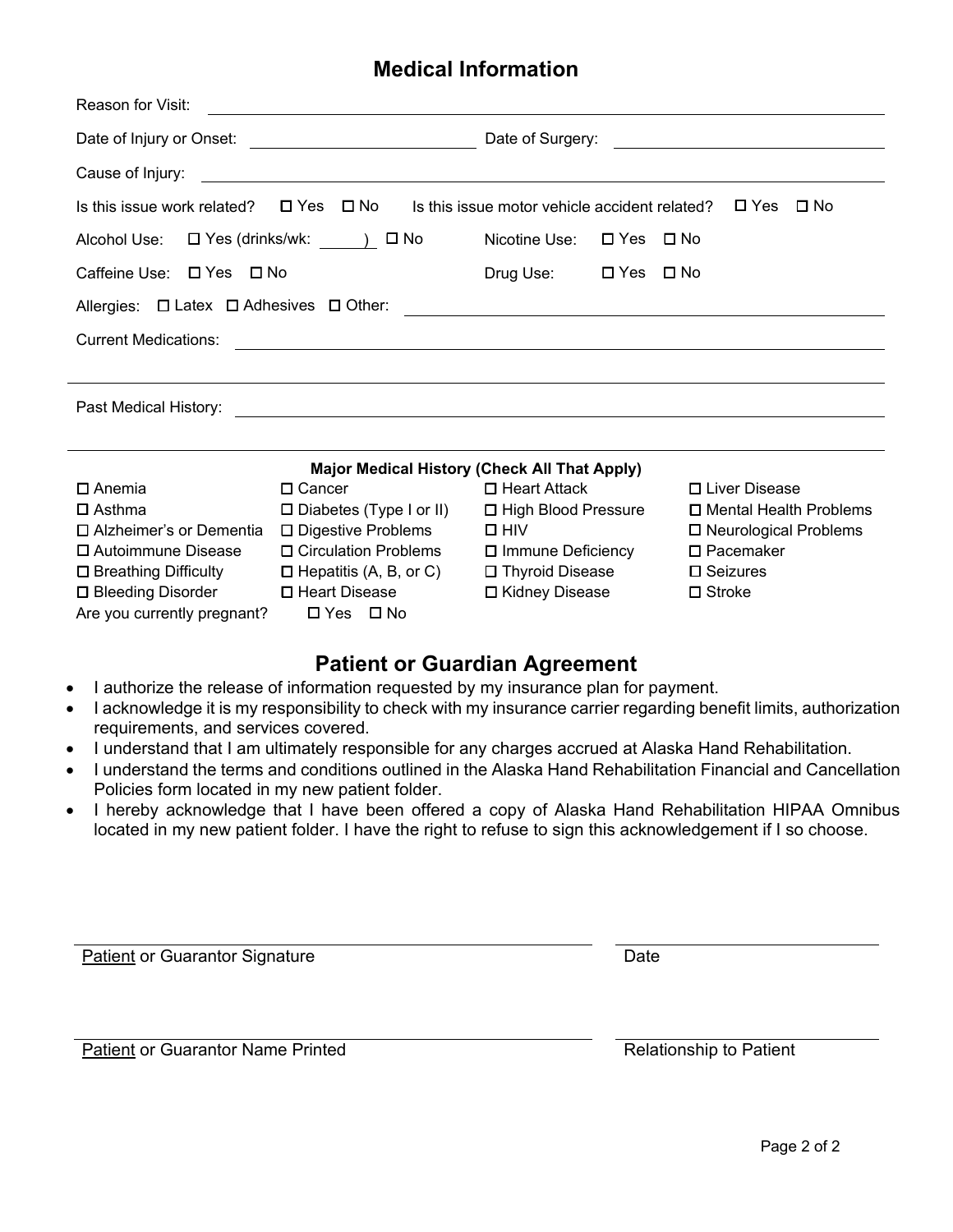# Medical Information

Reason for Visit: ______________________________

Date of Injury or Onset: ______________ Date of Surgery: ______________

Cause of Injury: ______________________________

Is this issue work related? ☐ Yes ☐ No Is this issue motor vehicle accident related? ☐ Yes ☐ No

Alcohol Use: ☐ Yes (drinks/wk: ______ ) ☐ No Nicotine Use: ☐ Yes ☐ No

Caffeine Use: ☐ Yes ☐ No Drug Use: ☐ Yes ☐ No

Allergies: ☐ Latex ☐ Adhesives ☐ Other: ______________________________

Current Medications: ______________________________

______________________________

Past Medical History: ______________________________

______________________________

**Major Medical History (Check All That Apply)**

| | | | |
|---|---|---|---|
| ☐ Anemia | ☐ Cancer | ☐ Heart Attack | ☐ Liver Disease |
| ☐ Asthma | ☐ Diabetes (Type I or II) | ☐ High Blood Pressure | ☐ Mental Health Problems |
| ☐ Alzheimer's or Dementia | ☐ Digestive Problems | ☐ HIV | ☐ Neurological Problems |
| ☐ Autoimmune Disease | ☐ Circulation Problems | ☐ Immune Deficiency | ☐ Pacemaker |
| ☐ Breathing Difficulty | ☐ Hepatitis (A, B, or C) | ☐ Thyroid Disease | ☐ Seizures |
| ☐ Bleeding Disorder | ☐ Heart Disease | ☐ Kidney Disease | ☐ Stroke |

Are you currently pregnant? ☐ Yes ☐ No

# Patient or Guardian Agreement

- I authorize the release of information requested by my insurance plan for payment.
- I acknowledge it is my responsibility to check with my insurance carrier regarding benefit limits, authorization requirements, and services covered.
- I understand that I am ultimately responsible for any charges accrued at Alaska Hand Rehabilitation.
- I understand the terms and conditions outlined in the Alaska Hand Rehabilitation Financial and Cancellation Policies form located in my new patient folder.
- I hereby acknowledge that I have been offered a copy of Alaska Hand Rehabilitation HIPAA Omnibus located in my new patient folder. I have the right to refuse to sign this acknowledgement if I so choose.

______________________________ ______________

Patient or Guarantor Signature Date

______________________________ ______________

Patient or Guarantor Name Printed Relationship to Patient